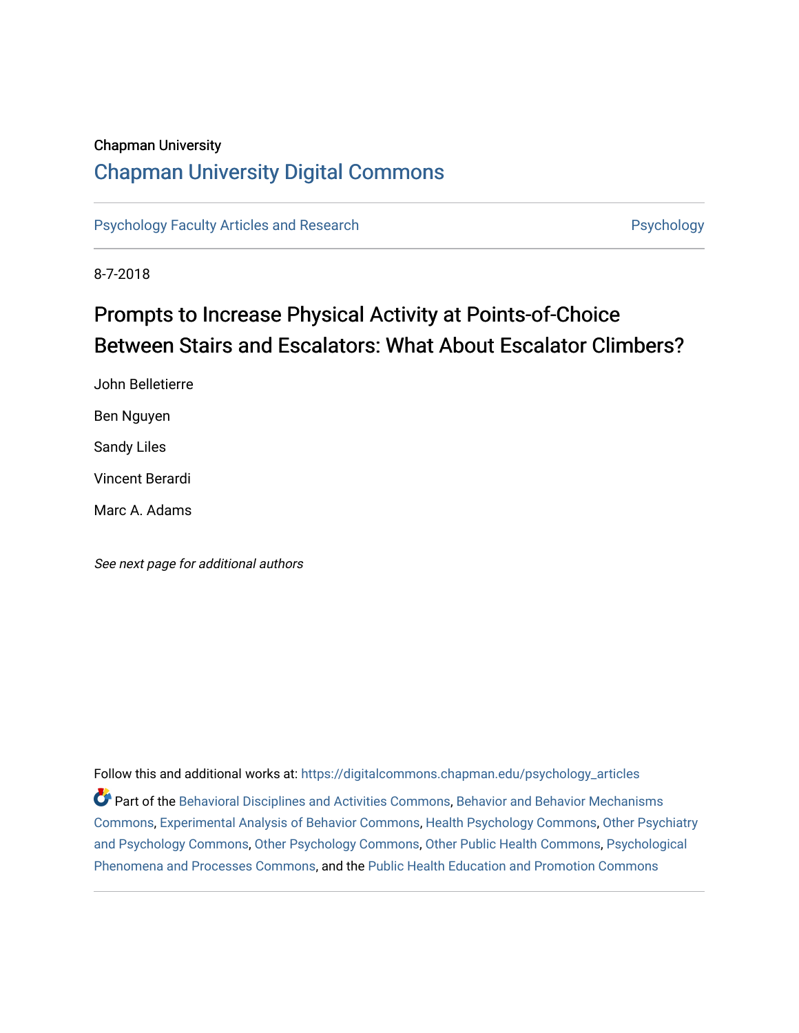Chapman University

# Chapman University Digital Commons

Psychology Faculty Articles and Research | Psychology

8-7-2018

## Prompts to Increase Physical Activity at Points-of-Choice Between Stairs and Escalators: What About Escalator Climbers?

John Belletierre

Ben Nguyen

Sandy Liles

Vincent Berardi

Marc A. Adams

*See next page for additional authors*

Follow this and additional works at: https://digitalcommons.chapman.edu/psychology_articles

Part of the Behavioral Disciplines and Activities Commons, Behavior and Behavior Mechanisms Commons, Experimental Analysis of Behavior Commons, Health Psychology Commons, Other Psychiatry and Psychology Commons, Other Psychology Commons, Other Public Health Commons, Psychological Phenomena and Processes Commons, and the Public Health Education and Promotion Commons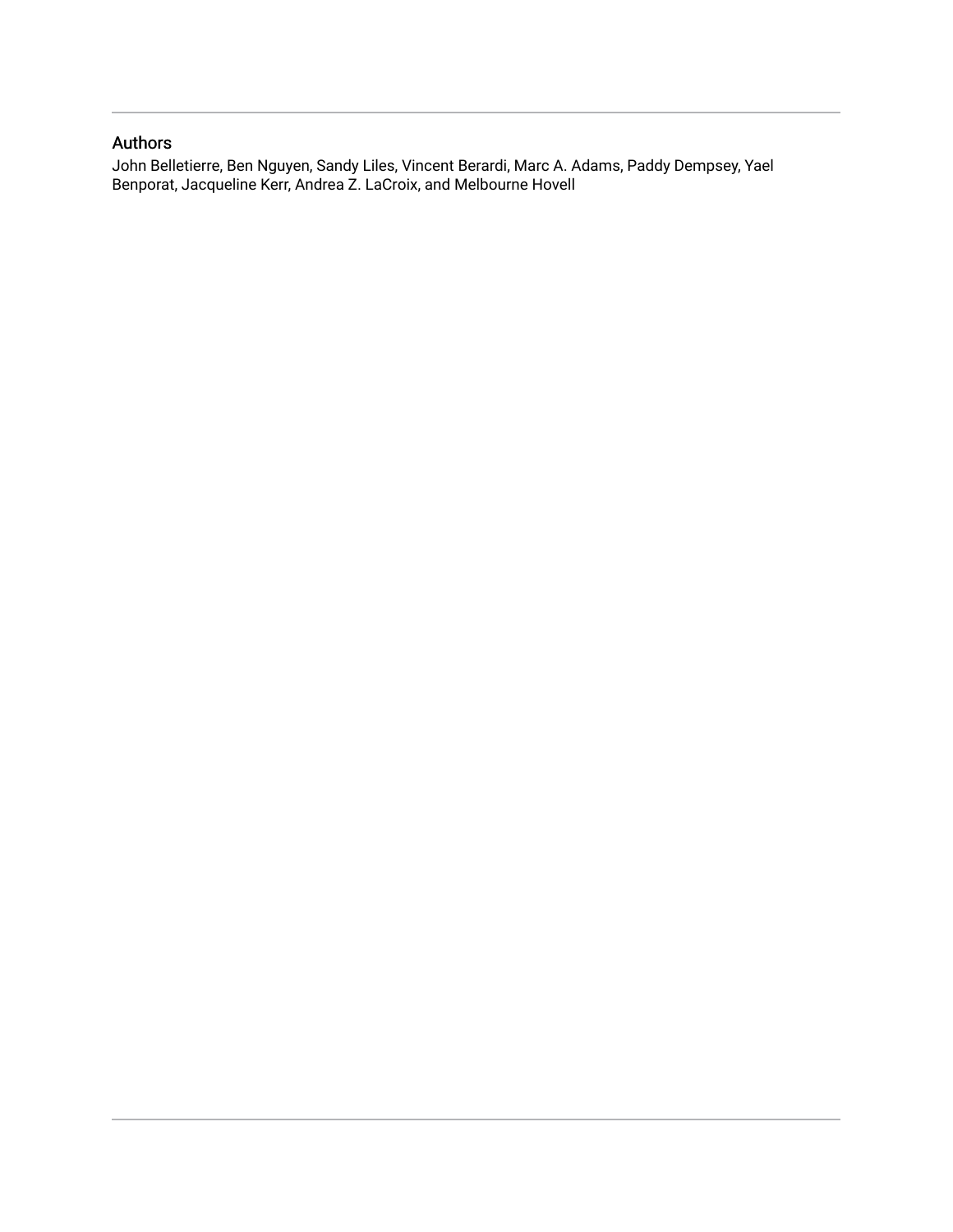## Authors

John Belletierre, Ben Nguyen, Sandy Liles, Vincent Berardi, Marc A. Adams, Paddy Dempsey, Yael Benporat, Jacqueline Kerr, Andrea Z. LaCroix, and Melbourne Hovell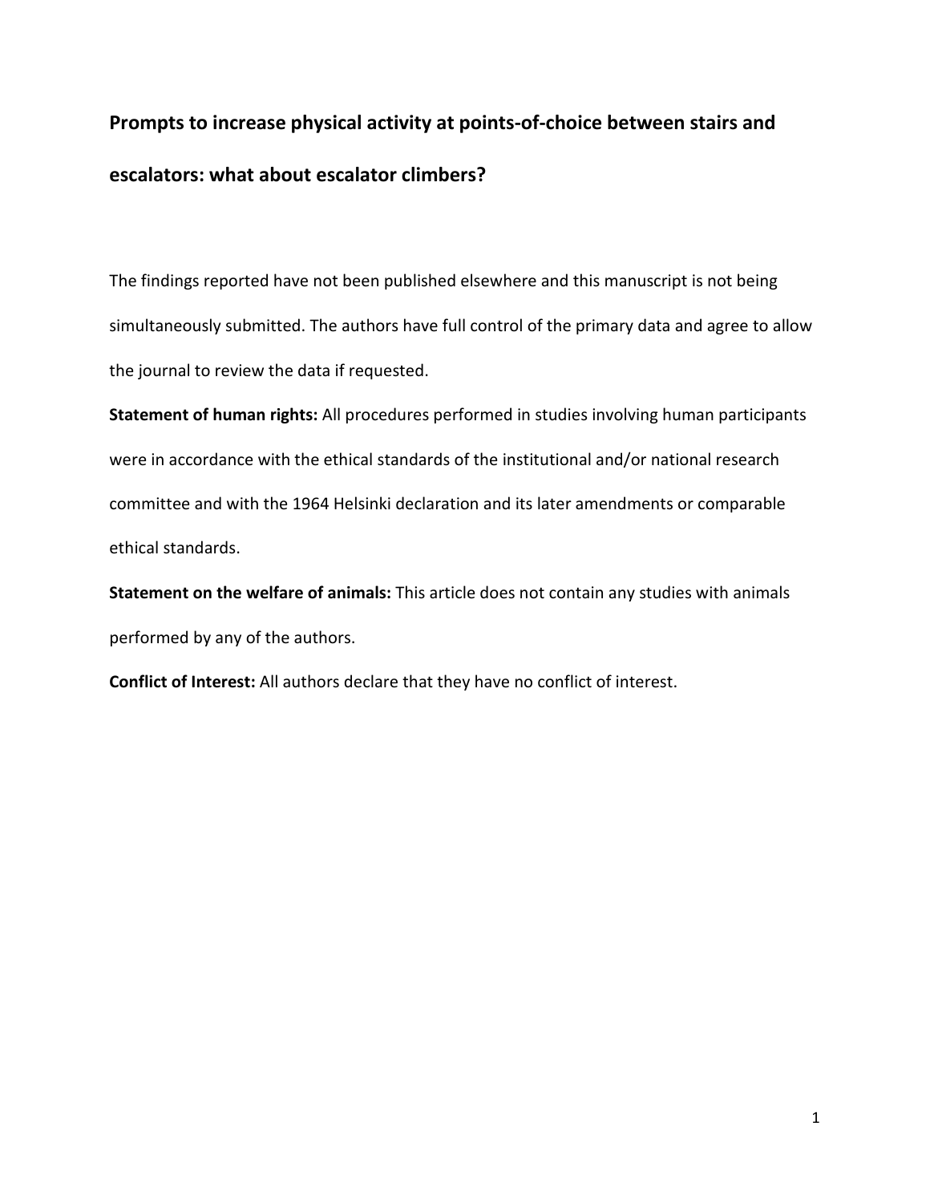## Prompts to increase physical activity at points-of-choice between stairs and escalators: what about escalator climbers?

The findings reported have not been published elsewhere and this manuscript is not being simultaneously submitted. The authors have full control of the primary data and agree to allow the journal to review the data if requested.

**Statement of human rights:** All procedures performed in studies involving human participants were in accordance with the ethical standards of the institutional and/or national research committee and with the 1964 Helsinki declaration and its later amendments or comparable ethical standards.

**Statement on the welfare of animals:** This article does not contain any studies with animals performed by any of the authors.

**Conflict of Interest:** All authors declare that they have no conflict of interest.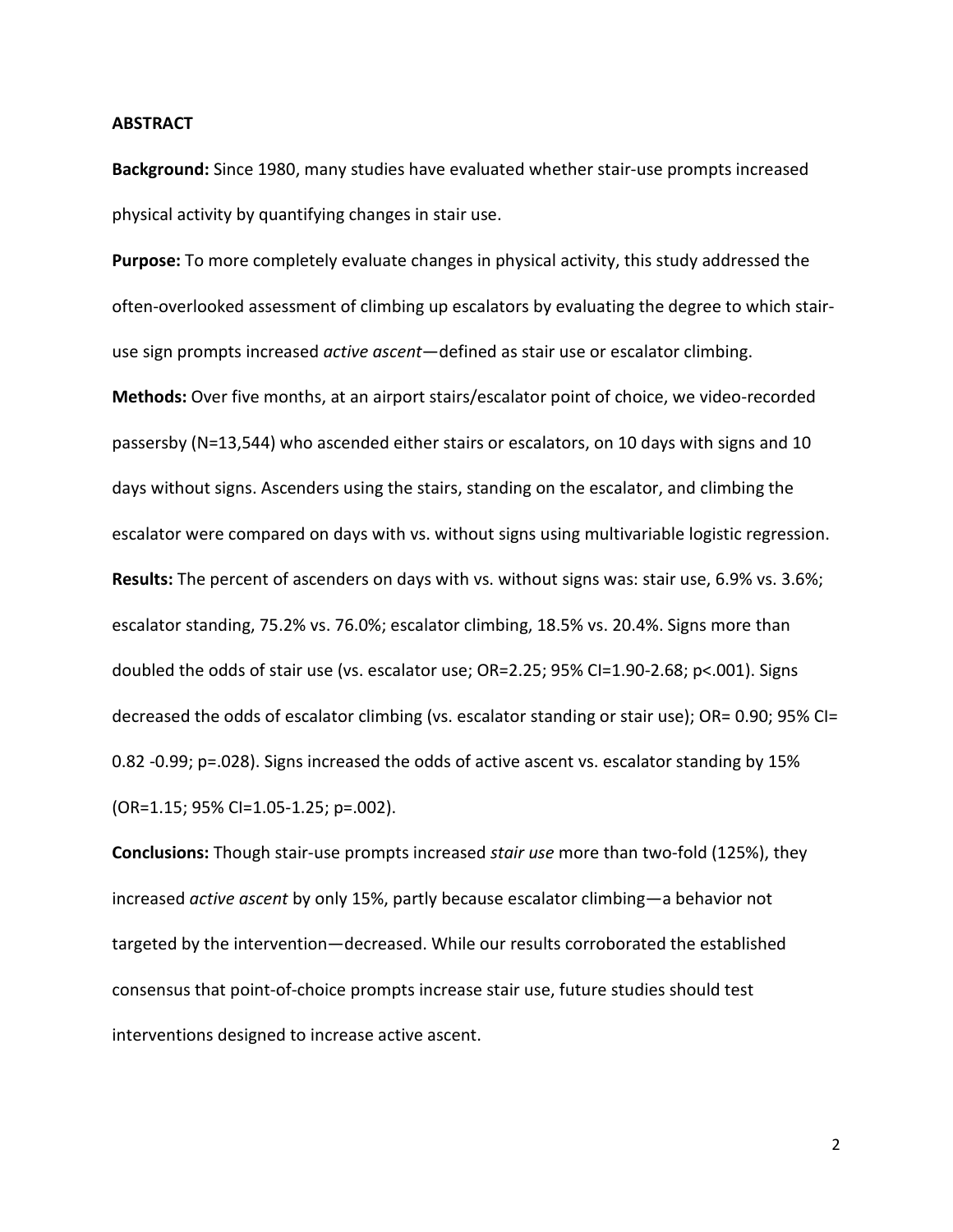## ABSTRACT

**Background:** Since 1980, many studies have evaluated whether stair-use prompts increased physical activity by quantifying changes in stair use.

**Purpose:** To more completely evaluate changes in physical activity, this study addressed the often-overlooked assessment of climbing up escalators by evaluating the degree to which stair-use sign prompts increased *active ascent*—defined as stair use or escalator climbing.

**Methods:** Over five months, at an airport stairs/escalator point of choice, we video-recorded passersby (N=13,544) who ascended either stairs or escalators, on 10 days with signs and 10 days without signs. Ascenders using the stairs, standing on the escalator, and climbing the escalator were compared on days with vs. without signs using multivariable logistic regression.

**Results:** The percent of ascenders on days with vs. without signs was: stair use, 6.9% vs. 3.6%; escalator standing, 75.2% vs. 76.0%; escalator climbing, 18.5% vs. 20.4%. Signs more than doubled the odds of stair use (vs. escalator use; OR=2.25; 95% CI=1.90-2.68; p<.001). Signs decreased the odds of escalator climbing (vs. escalator standing or stair use); OR= 0.90; 95% CI= 0.82 -0.99; p=.028). Signs increased the odds of active ascent vs. escalator standing by 15% (OR=1.15; 95% CI=1.05-1.25; p=.002).

**Conclusions:** Though stair-use prompts increased *stair use* more than two-fold (125%), they increased *active ascent* by only 15%, partly because escalator climbing—a behavior not targeted by the intervention—decreased. While our results corroborated the established consensus that point-of-choice prompts increase stair use, future studies should test interventions designed to increase active ascent.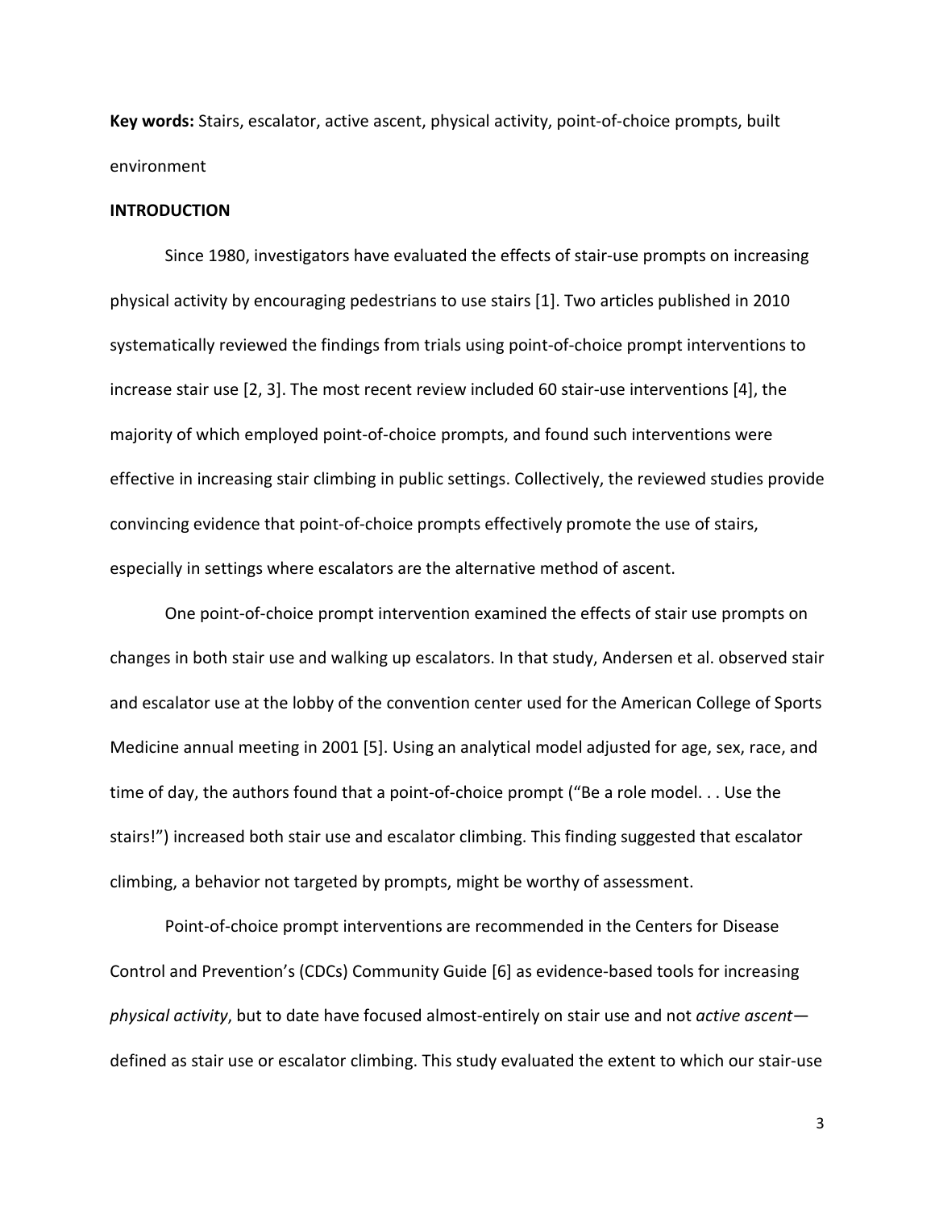**Key words:** Stairs, escalator, active ascent, physical activity, point-of-choice prompts, built environment

## INTRODUCTION

Since 1980, investigators have evaluated the effects of stair-use prompts on increasing physical activity by encouraging pedestrians to use stairs [1]. Two articles published in 2010 systematically reviewed the findings from trials using point-of-choice prompt interventions to increase stair use [2, 3]. The most recent review included 60 stair-use interventions [4], the majority of which employed point-of-choice prompts, and found such interventions were effective in increasing stair climbing in public settings. Collectively, the reviewed studies provide convincing evidence that point-of-choice prompts effectively promote the use of stairs, especially in settings where escalators are the alternative method of ascent.

One point-of-choice prompt intervention examined the effects of stair use prompts on changes in both stair use and walking up escalators. In that study, Andersen et al. observed stair and escalator use at the lobby of the convention center used for the American College of Sports Medicine annual meeting in 2001 [5]. Using an analytical model adjusted for age, sex, race, and time of day, the authors found that a point-of-choice prompt ("Be a role model. . . Use the stairs!") increased both stair use and escalator climbing. This finding suggested that escalator climbing, a behavior not targeted by prompts, might be worthy of assessment.

Point-of-choice prompt interventions are recommended in the Centers for Disease Control and Prevention's (CDCs) Community Guide [6] as evidence-based tools for increasing *physical activity*, but to date have focused almost-entirely on stair use and not *active ascent*—defined as stair use or escalator climbing. This study evaluated the extent to which our stair-use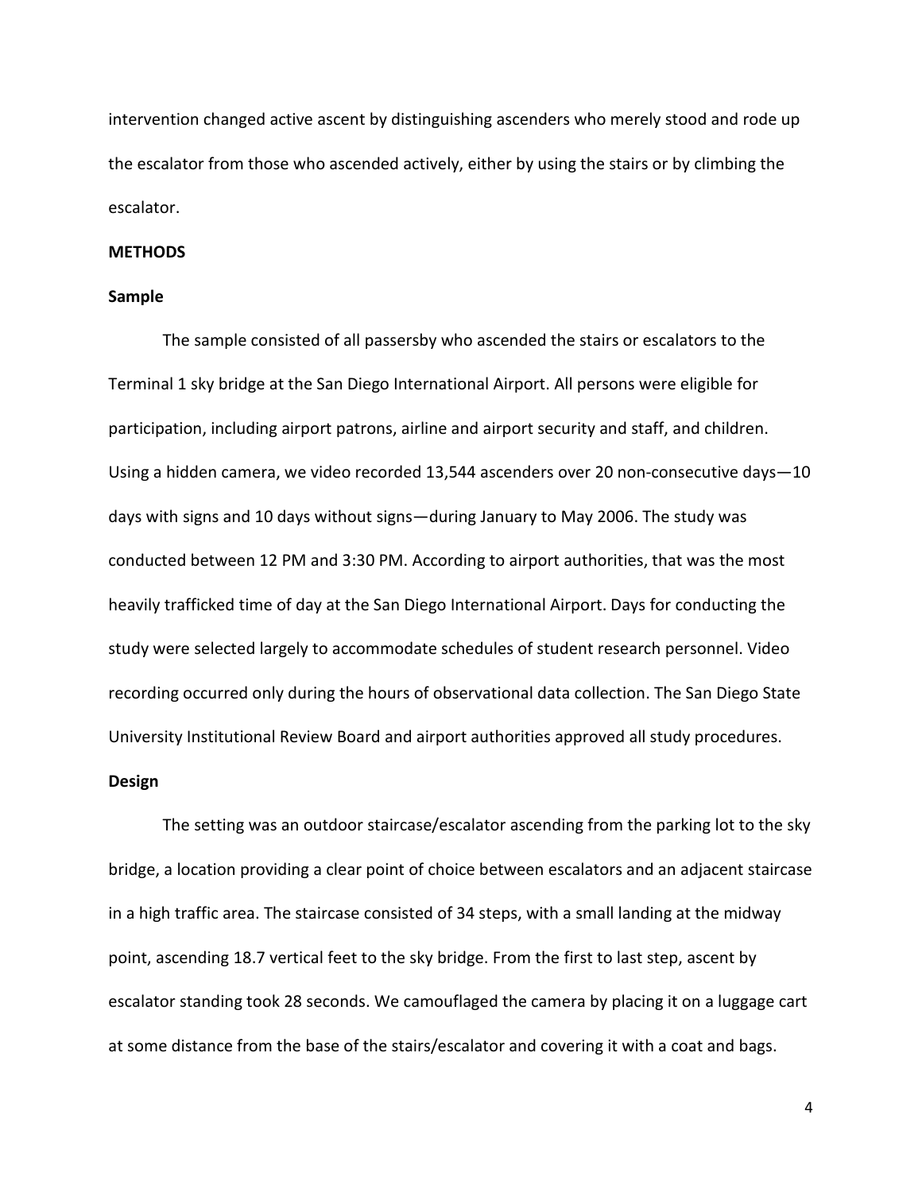intervention changed active ascent by distinguishing ascenders who merely stood and rode up the escalator from those who ascended actively, either by using the stairs or by climbing the escalator.

## METHODS

### Sample

The sample consisted of all passersby who ascended the stairs or escalators to the Terminal 1 sky bridge at the San Diego International Airport. All persons were eligible for participation, including airport patrons, airline and airport security and staff, and children. Using a hidden camera, we video recorded 13,544 ascenders over 20 non-consecutive days—10 days with signs and 10 days without signs—during January to May 2006. The study was conducted between 12 PM and 3:30 PM. According to airport authorities, that was the most heavily trafficked time of day at the San Diego International Airport. Days for conducting the study were selected largely to accommodate schedules of student research personnel. Video recording occurred only during the hours of observational data collection. The San Diego State University Institutional Review Board and airport authorities approved all study procedures.

### Design

The setting was an outdoor staircase/escalator ascending from the parking lot to the sky bridge, a location providing a clear point of choice between escalators and an adjacent staircase in a high traffic area. The staircase consisted of 34 steps, with a small landing at the midway point, ascending 18.7 vertical feet to the sky bridge. From the first to last step, ascent by escalator standing took 28 seconds. We camouflaged the camera by placing it on a luggage cart at some distance from the base of the stairs/escalator and covering it with a coat and bags.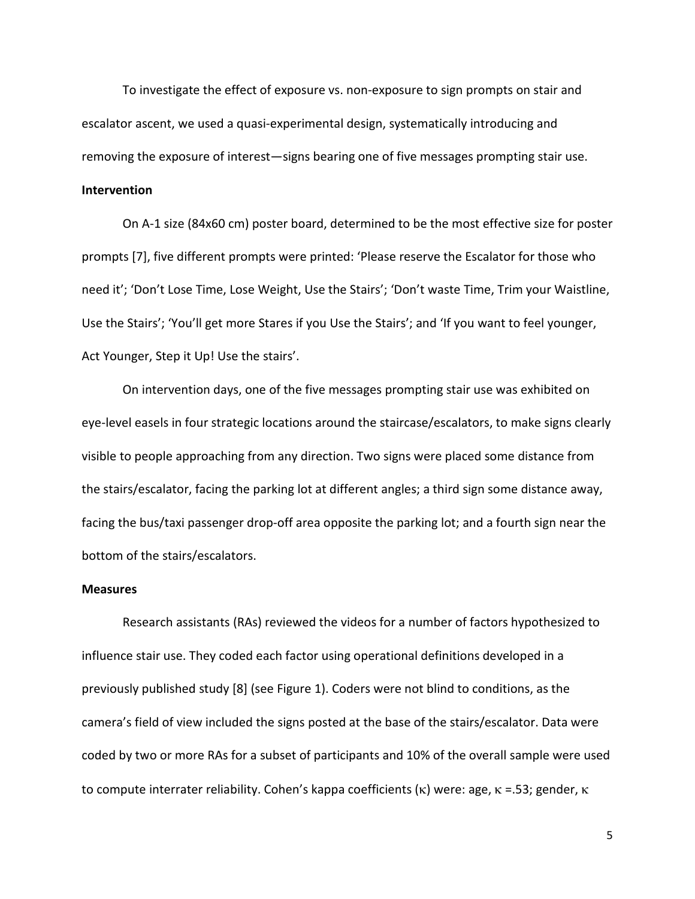To investigate the effect of exposure vs. non-exposure to sign prompts on stair and escalator ascent, we used a quasi-experimental design, systematically introducing and removing the exposure of interest—signs bearing one of five messages prompting stair use.

**Intervention**

On A-1 size (84x60 cm) poster board, determined to be the most effective size for poster prompts [7], five different prompts were printed: 'Please reserve the Escalator for those who need it'; 'Don't Lose Time, Lose Weight, Use the Stairs'; 'Don't waste Time, Trim your Waistline, Use the Stairs'; 'You'll get more Stares if you Use the Stairs'; and 'If you want to feel younger, Act Younger, Step it Up! Use the stairs'.

On intervention days, one of the five messages prompting stair use was exhibited on eye-level easels in four strategic locations around the staircase/escalators, to make signs clearly visible to people approaching from any direction. Two signs were placed some distance from the stairs/escalator, facing the parking lot at different angles; a third sign some distance away, facing the bus/taxi passenger drop-off area opposite the parking lot; and a fourth sign near the bottom of the stairs/escalators.

**Measures**

Research assistants (RAs) reviewed the videos for a number of factors hypothesized to influence stair use. They coded each factor using operational definitions developed in a previously published study [8] (see Figure 1). Coders were not blind to conditions, as the camera's field of view included the signs posted at the base of the stairs/escalator. Data were coded by two or more RAs for a subset of participants and 10% of the overall sample were used to compute interrater reliability. Cohen's kappa coefficients ($\kappa$) were: age, $\kappa$ =.53; gender, $\kappa$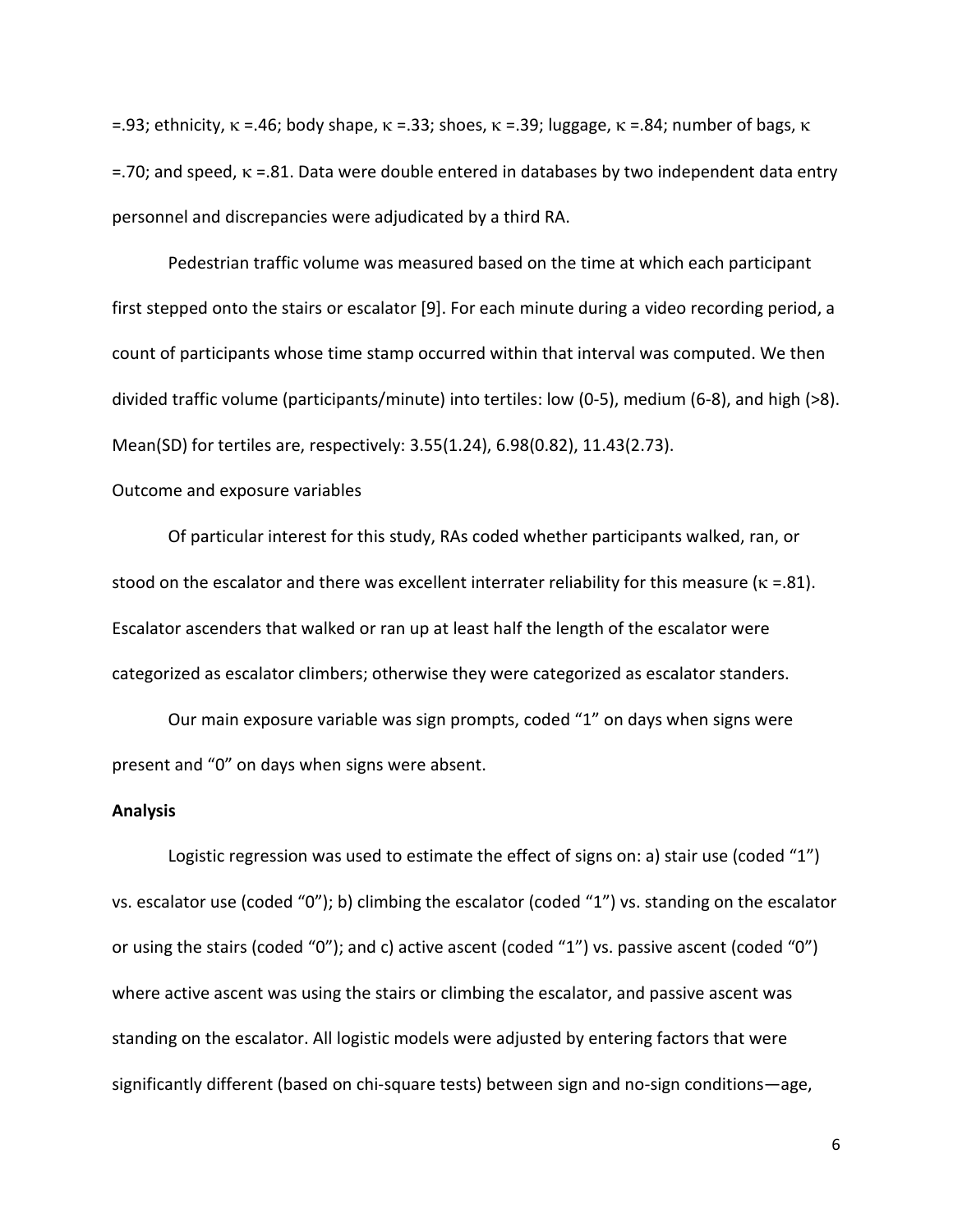=.93; ethnicity, $\kappa$ =.46; body shape, $\kappa$ =.33; shoes, $\kappa$ =.39; luggage, $\kappa$ =.84; number of bags, $\kappa$ =.70; and speed, $\kappa$ =.81. Data were double entered in databases by two independent data entry personnel and discrepancies were adjudicated by a third RA.

Pedestrian traffic volume was measured based on the time at which each participant first stepped onto the stairs or escalator [9]. For each minute during a video recording period, a count of participants whose time stamp occurred within that interval was computed. We then divided traffic volume (participants/minute) into tertiles: low (0-5), medium (6-8), and high (>8). Mean(SD) for tertiles are, respectively: 3.55(1.24), 6.98(0.82), 11.43(2.73).

Outcome and exposure variables

Of particular interest for this study, RAs coded whether participants walked, ran, or stood on the escalator and there was excellent interrater reliability for this measure ($\kappa$ =.81). Escalator ascenders that walked or ran up at least half the length of the escalator were categorized as escalator climbers; otherwise they were categorized as escalator standers.

Our main exposure variable was sign prompts, coded "1" on days when signs were present and "0" on days when signs were absent.

**Analysis**

Logistic regression was used to estimate the effect of signs on: a) stair use (coded "1") vs. escalator use (coded "0"); b) climbing the escalator (coded "1") vs. standing on the escalator or using the stairs (coded "0"); and c) active ascent (coded "1") vs. passive ascent (coded "0") where active ascent was using the stairs or climbing the escalator, and passive ascent was standing on the escalator. All logistic models were adjusted by entering factors that were significantly different (based on chi-square tests) between sign and no-sign conditions—age,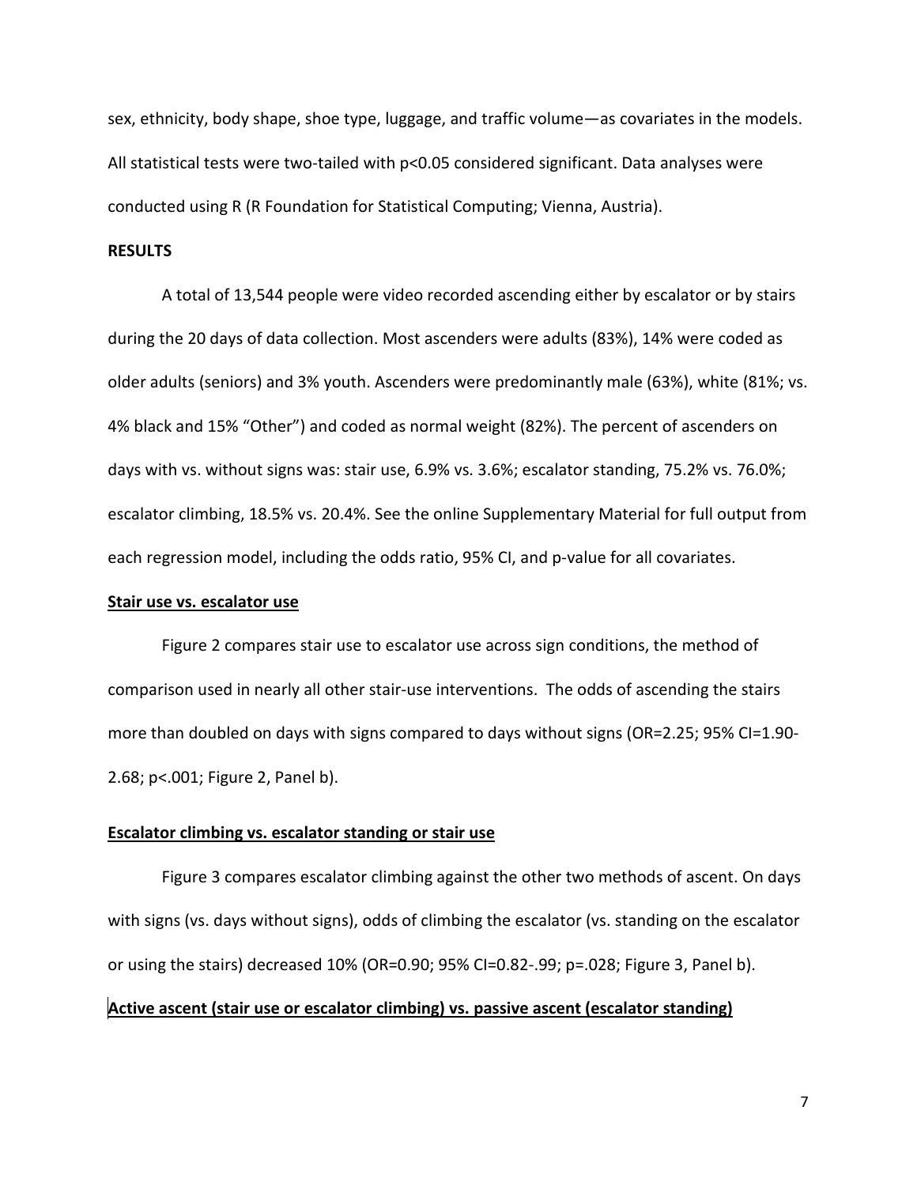sex, ethnicity, body shape, shoe type, luggage, and traffic volume—as covariates in the models. All statistical tests were two-tailed with $p<0.05$ considered significant. Data analyses were conducted using R (R Foundation for Statistical Computing; Vienna, Austria).

## RESULTS

A total of 13,544 people were video recorded ascending either by escalator or by stairs during the 20 days of data collection. Most ascenders were adults (83%), 14% were coded as older adults (seniors) and 3% youth. Ascenders were predominantly male (63%), white (81%; vs. 4% black and 15% "Other") and coded as normal weight (82%). The percent of ascenders on days with vs. without signs was: stair use, 6.9% vs. 3.6%; escalator standing, 75.2% vs. 76.0%; escalator climbing, 18.5% vs. 20.4%. See the online Supplementary Material for full output from each regression model, including the odds ratio, 95% CI, and p-value for all covariates.

### Stair use vs. escalator use

Figure 2 compares stair use to escalator use across sign conditions, the method of comparison used in nearly all other stair-use interventions. The odds of ascending the stairs more than doubled on days with signs compared to days without signs (OR=2.25; 95% CI=1.90-2.68; $p<.001$; Figure 2, Panel b).

### Escalator climbing vs. escalator standing or stair use

Figure 3 compares escalator climbing against the other two methods of ascent. On days with signs (vs. days without signs), odds of climbing the escalator (vs. standing on the escalator or using the stairs) decreased 10% (OR=0.90; 95% CI=0.82-.99; $p=.028$; Figure 3, Panel b).

### Active ascent (stair use or escalator climbing) vs. passive ascent (escalator standing)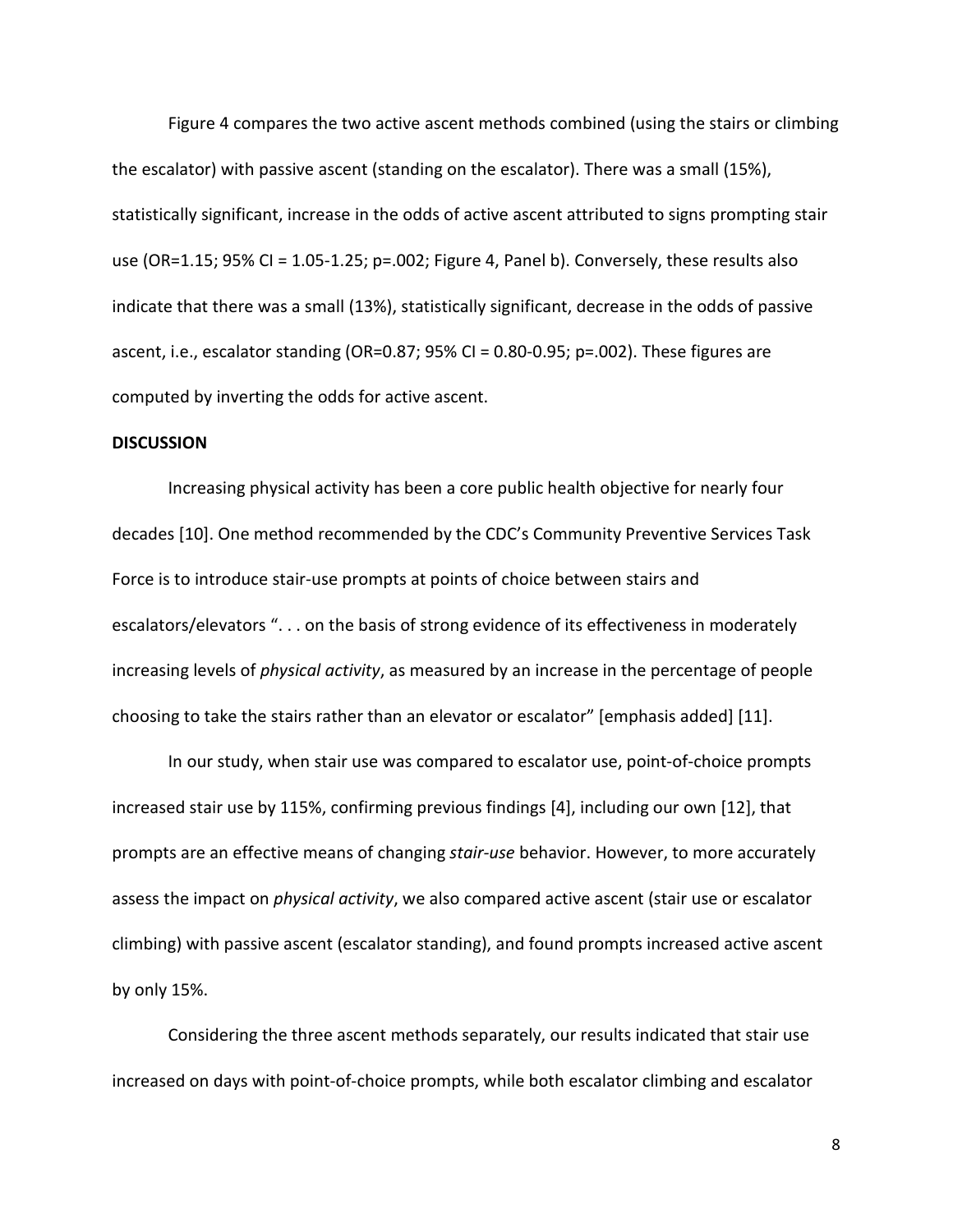Figure 4 compares the two active ascent methods combined (using the stairs or climbing the escalator) with passive ascent (standing on the escalator). There was a small (15%), statistically significant, increase in the odds of active ascent attributed to signs prompting stair use (OR=1.15; 95% CI = 1.05-1.25; p=.002; Figure 4, Panel b). Conversely, these results also indicate that there was a small (13%), statistically significant, decrease in the odds of passive ascent, i.e., escalator standing (OR=0.87; 95% CI = 0.80-0.95; p=.002). These figures are computed by inverting the odds for active ascent.

**DISCUSSION**

Increasing physical activity has been a core public health objective for nearly four decades [10]. One method recommended by the CDC's Community Preventive Services Task Force is to introduce stair-use prompts at points of choice between stairs and escalators/elevators ". . . on the basis of strong evidence of its effectiveness in moderately increasing levels of *physical activity*, as measured by an increase in the percentage of people choosing to take the stairs rather than an elevator or escalator" [emphasis added] [11].

In our study, when stair use was compared to escalator use, point-of-choice prompts increased stair use by 115%, confirming previous findings [4], including our own [12], that prompts are an effective means of changing *stair-use* behavior. However, to more accurately assess the impact on *physical activity*, we also compared active ascent (stair use or escalator climbing) with passive ascent (escalator standing), and found prompts increased active ascent by only 15%.

Considering the three ascent methods separately, our results indicated that stair use increased on days with point-of-choice prompts, while both escalator climbing and escalator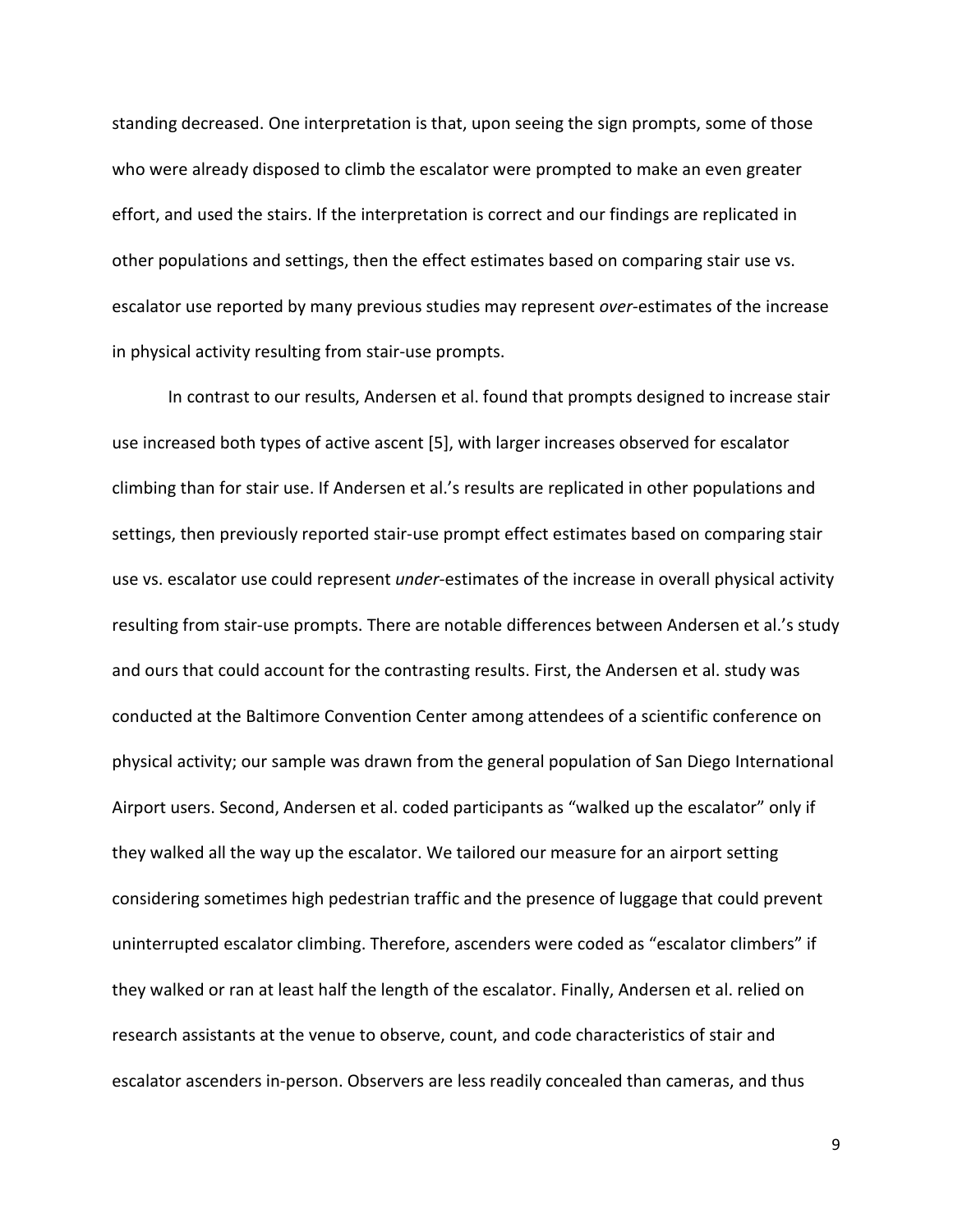standing decreased. One interpretation is that, upon seeing the sign prompts, some of those who were already disposed to climb the escalator were prompted to make an even greater effort, and used the stairs. If the interpretation is correct and our findings are replicated in other populations and settings, then the effect estimates based on comparing stair use vs. escalator use reported by many previous studies may represent *over*-estimates of the increase in physical activity resulting from stair-use prompts.

In contrast to our results, Andersen et al. found that prompts designed to increase stair use increased both types of active ascent [5], with larger increases observed for escalator climbing than for stair use. If Andersen et al.'s results are replicated in other populations and settings, then previously reported stair-use prompt effect estimates based on comparing stair use vs. escalator use could represent *under*-estimates of the increase in overall physical activity resulting from stair-use prompts. There are notable differences between Andersen et al.'s study and ours that could account for the contrasting results. First, the Andersen et al. study was conducted at the Baltimore Convention Center among attendees of a scientific conference on physical activity; our sample was drawn from the general population of San Diego International Airport users. Second, Andersen et al. coded participants as "walked up the escalator" only if they walked all the way up the escalator. We tailored our measure for an airport setting considering sometimes high pedestrian traffic and the presence of luggage that could prevent uninterrupted escalator climbing. Therefore, ascenders were coded as "escalator climbers" if they walked or ran at least half the length of the escalator. Finally, Andersen et al. relied on research assistants at the venue to observe, count, and code characteristics of stair and escalator ascenders in-person. Observers are less readily concealed than cameras, and thus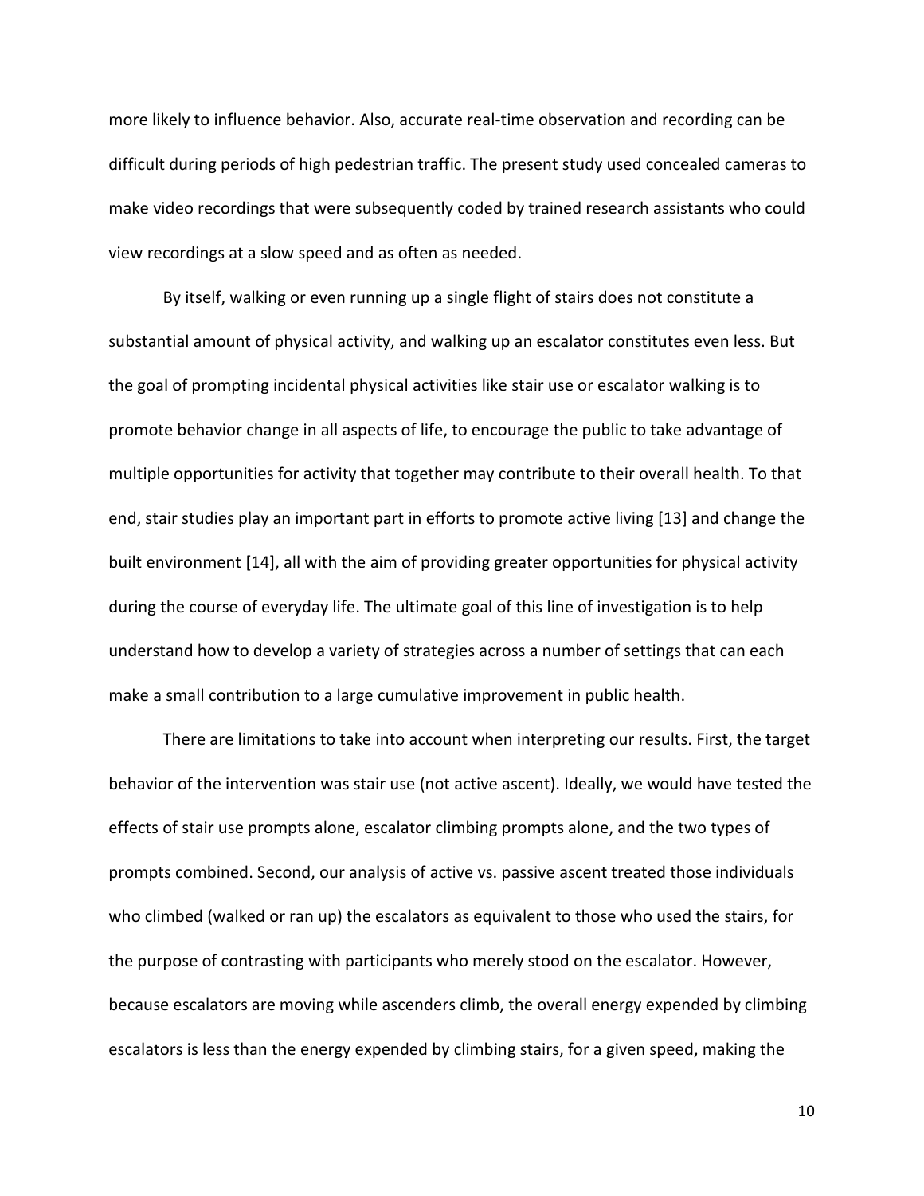more likely to influence behavior. Also, accurate real-time observation and recording can be difficult during periods of high pedestrian traffic. The present study used concealed cameras to make video recordings that were subsequently coded by trained research assistants who could view recordings at a slow speed and as often as needed.

By itself, walking or even running up a single flight of stairs does not constitute a substantial amount of physical activity, and walking up an escalator constitutes even less. But the goal of prompting incidental physical activities like stair use or escalator walking is to promote behavior change in all aspects of life, to encourage the public to take advantage of multiple opportunities for activity that together may contribute to their overall health. To that end, stair studies play an important part in efforts to promote active living [13] and change the built environment [14], all with the aim of providing greater opportunities for physical activity during the course of everyday life. The ultimate goal of this line of investigation is to help understand how to develop a variety of strategies across a number of settings that can each make a small contribution to a large cumulative improvement in public health.

There are limitations to take into account when interpreting our results. First, the target behavior of the intervention was stair use (not active ascent). Ideally, we would have tested the effects of stair use prompts alone, escalator climbing prompts alone, and the two types of prompts combined. Second, our analysis of active vs. passive ascent treated those individuals who climbed (walked or ran up) the escalators as equivalent to those who used the stairs, for the purpose of contrasting with participants who merely stood on the escalator. However, because escalators are moving while ascenders climb, the overall energy expended by climbing escalators is less than the energy expended by climbing stairs, for a given speed, making the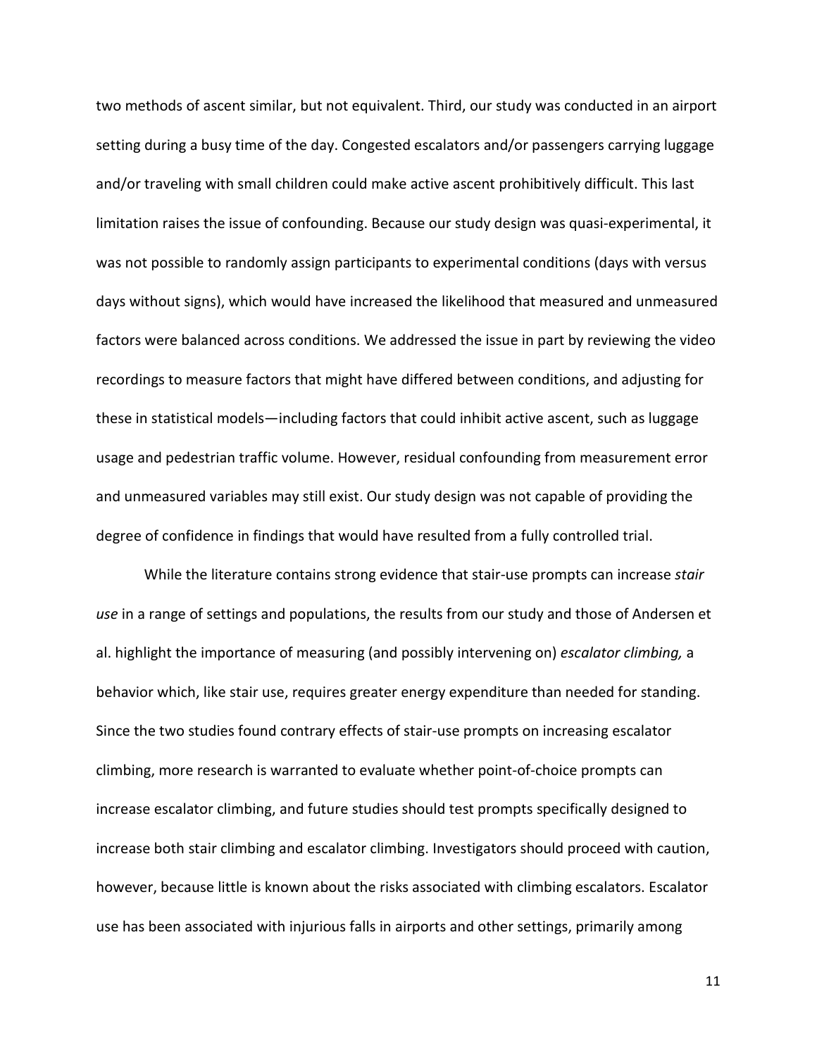two methods of ascent similar, but not equivalent. Third, our study was conducted in an airport setting during a busy time of the day. Congested escalators and/or passengers carrying luggage and/or traveling with small children could make active ascent prohibitively difficult. This last limitation raises the issue of confounding. Because our study design was quasi-experimental, it was not possible to randomly assign participants to experimental conditions (days with versus days without signs), which would have increased the likelihood that measured and unmeasured factors were balanced across conditions. We addressed the issue in part by reviewing the video recordings to measure factors that might have differed between conditions, and adjusting for these in statistical models—including factors that could inhibit active ascent, such as luggage usage and pedestrian traffic volume. However, residual confounding from measurement error and unmeasured variables may still exist. Our study design was not capable of providing the degree of confidence in findings that would have resulted from a fully controlled trial.

While the literature contains strong evidence that stair-use prompts can increase *stair use* in a range of settings and populations, the results from our study and those of Andersen et al. highlight the importance of measuring (and possibly intervening on) *escalator climbing,* a behavior which, like stair use, requires greater energy expenditure than needed for standing. Since the two studies found contrary effects of stair-use prompts on increasing escalator climbing, more research is warranted to evaluate whether point-of-choice prompts can increase escalator climbing, and future studies should test prompts specifically designed to increase both stair climbing and escalator climbing. Investigators should proceed with caution, however, because little is known about the risks associated with climbing escalators. Escalator use has been associated with injurious falls in airports and other settings, primarily among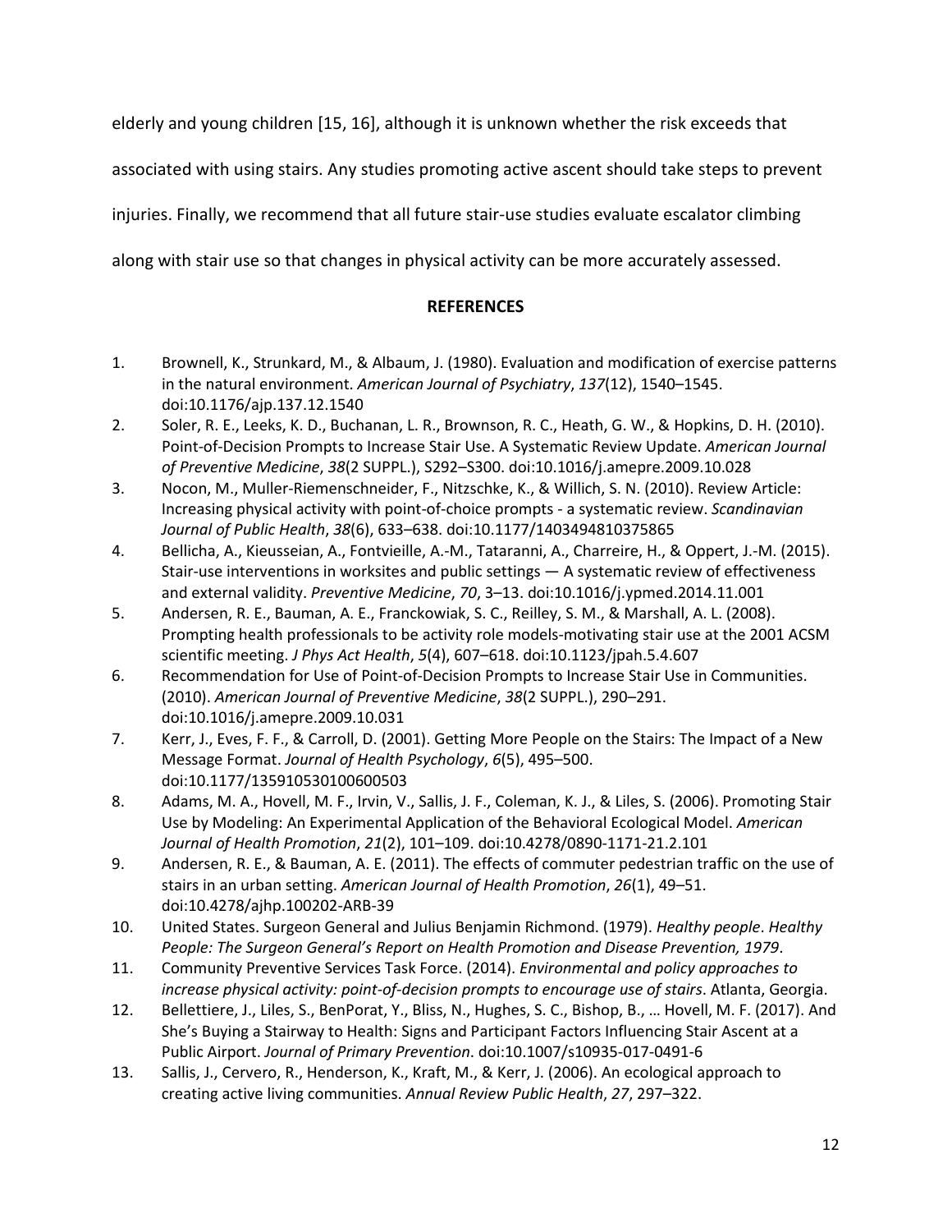elderly and young children [15, 16], although it is unknown whether the risk exceeds that associated with using stairs. Any studies promoting active ascent should take steps to prevent injuries. Finally, we recommend that all future stair-use studies evaluate escalator climbing along with stair use so that changes in physical activity can be more accurately assessed.

## REFERENCES

1. Brownell, K., Strunkard, M., & Albaum, J. (1980). Evaluation and modification of exercise patterns in the natural environment. *American Journal of Psychiatry*, *137*(12), 1540–1545. doi:10.1176/ajp.137.12.1540
2. Soler, R. E., Leeks, K. D., Buchanan, L. R., Brownson, R. C., Heath, G. W., & Hopkins, D. H. (2010). Point-of-Decision Prompts to Increase Stair Use. A Systematic Review Update. *American Journal of Preventive Medicine*, *38*(2 SUPPL.), S292–S300. doi:10.1016/j.amepre.2009.10.028
3. Nocon, M., Muller-Riemenschneider, F., Nitzschke, K., & Willich, S. N. (2010). Review Article: Increasing physical activity with point-of-choice prompts - a systematic review. *Scandinavian Journal of Public Health*, *38*(6), 633–638. doi:10.1177/1403494810375865
4. Bellicha, A., Kieusseian, A., Fontvieille, A.-M., Tataranni, A., Charreire, H., & Oppert, J.-M. (2015). Stair-use interventions in worksites and public settings — A systematic review of effectiveness and external validity. *Preventive Medicine*, *70*, 3–13. doi:10.1016/j.ypmed.2014.11.001
5. Andersen, R. E., Bauman, A. E., Franckowiak, S. C., Reilley, S. M., & Marshall, A. L. (2008). Prompting health professionals to be activity role models-motivating stair use at the 2001 ACSM scientific meeting. *J Phys Act Health*, *5*(4), 607–618. doi:10.1123/jpah.5.4.607
6. Recommendation for Use of Point-of-Decision Prompts to Increase Stair Use in Communities. (2010). *American Journal of Preventive Medicine*, *38*(2 SUPPL.), 290–291. doi:10.1016/j.amepre.2009.10.031
7. Kerr, J., Eves, F. F., & Carroll, D. (2001). Getting More People on the Stairs: The Impact of a New Message Format. *Journal of Health Psychology*, *6*(5), 495–500. doi:10.1177/135910530100600503
8. Adams, M. A., Hovell, M. F., Irvin, V., Sallis, J. F., Coleman, K. J., & Liles, S. (2006). Promoting Stair Use by Modeling: An Experimental Application of the Behavioral Ecological Model. *American Journal of Health Promotion*, *21*(2), 101–109. doi:10.4278/0890-1171-21.2.101
9. Andersen, R. E., & Bauman, A. E. (2011). The effects of commuter pedestrian traffic on the use of stairs in an urban setting. *American Journal of Health Promotion*, *26*(1), 49–51. doi:10.4278/ajhp.100202-ARB-39
10. United States. Surgeon General and Julius Benjamin Richmond. (1979). *Healthy people*. *Healthy People: The Surgeon General's Report on Health Promotion and Disease Prevention, 1979*.
11. Community Preventive Services Task Force. (2014). *Environmental and policy approaches to increase physical activity: point-of-decision prompts to encourage use of stairs*. Atlanta, Georgia.
12. Bellettiere, J., Liles, S., BenPorat, Y., Bliss, N., Hughes, S. C., Bishop, B., … Hovell, M. F. (2017). And She's Buying a Stairway to Health: Signs and Participant Factors Influencing Stair Ascent at a Public Airport. *Journal of Primary Prevention*. doi:10.1007/s10935-017-0491-6
13. Sallis, J., Cervero, R., Henderson, K., Kraft, M., & Kerr, J. (2006). An ecological approach to creating active living communities. *Annual Review Public Health*, *27*, 297–322.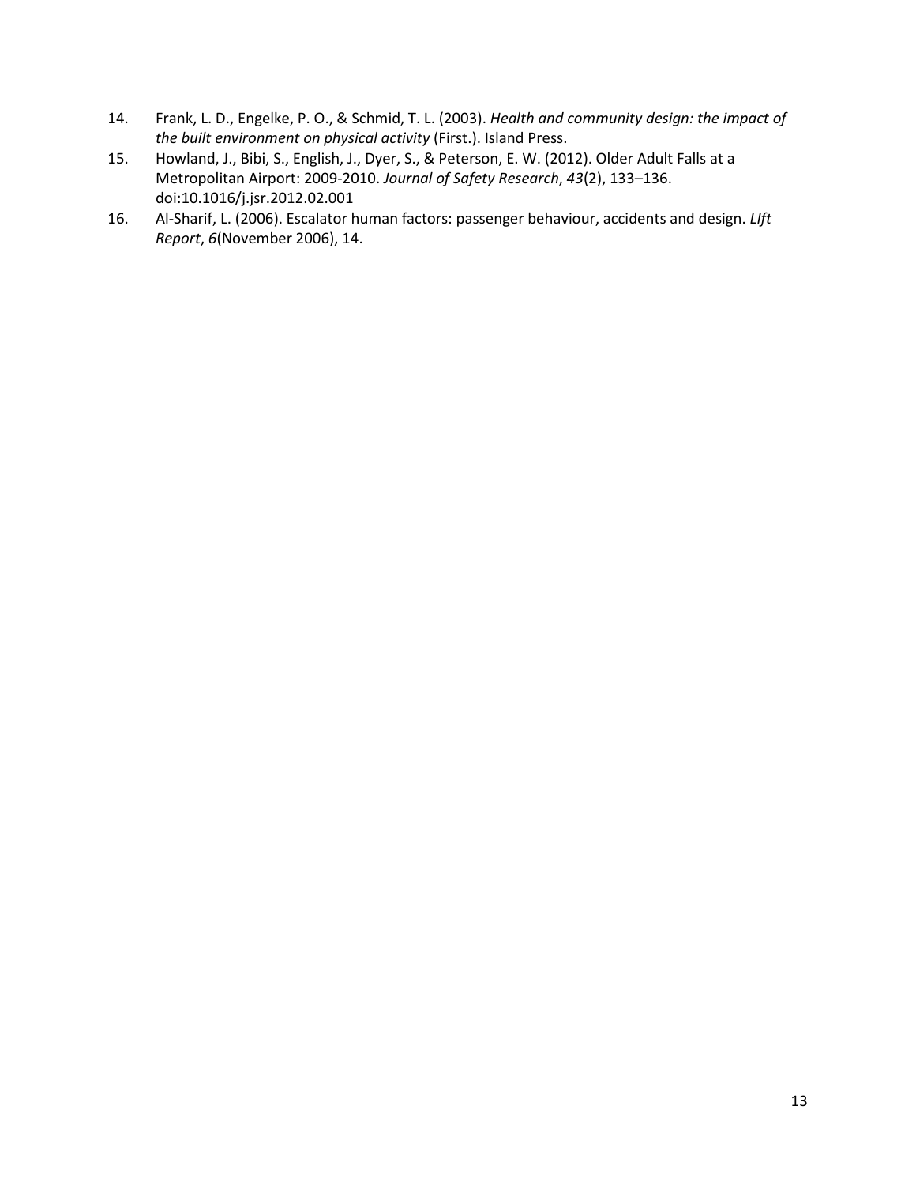14. Frank, L. D., Engelke, P. O., & Schmid, T. L. (2003). *Health and community design: the impact of the built environment on physical activity* (First.). Island Press.
15. Howland, J., Bibi, S., English, J., Dyer, S., & Peterson, E. W. (2012). Older Adult Falls at a Metropolitan Airport: 2009-2010. *Journal of Safety Research*, *43*(2), 133–136. doi:10.1016/j.jsr.2012.02.001
16. Al-Sharif, L. (2006). Escalator human factors: passenger behaviour, accidents and design. *LIft Report*, *6*(November 2006), 14.